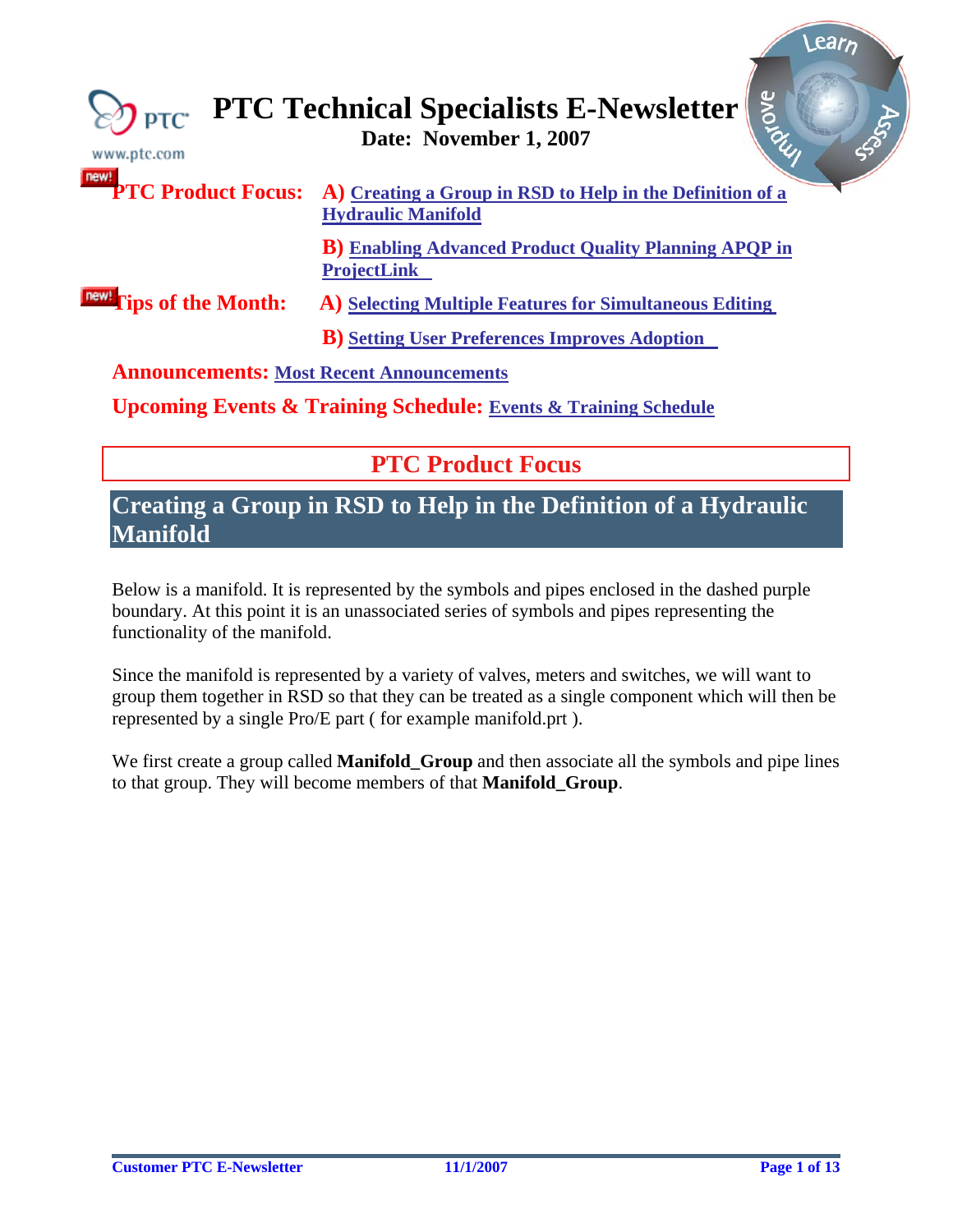# PTC Technical Specialists E-Newsletter

**Date: November 1, 2007**

**PTC Product Focus:** **A)** Creating a Group in RSD to Help in the Definition of a Hydraulic Manifold

**B)** Enabling Advanced Product Quality Planning APQP in ProjectLink

**Tips of the Month:** **A)** Selecting Multiple Features for Simultaneous Editing

**B)** Setting User Preferences Improves Adoption

**Announcements:** Most Recent Announcements

**Upcoming Events & Training Schedule:** Events & Training Schedule

## PTC Product Focus

### Creating a Group in RSD to Help in the Definition of a Hydraulic Manifold

Below is a manifold. It is represented by the symbols and pipes enclosed in the dashed purple boundary. At this point it is an unassociated series of symbols and pipes representing the functionality of the manifold.

Since the manifold is represented by a variety of valves, meters and switches, we will want to group them together in RSD so that they can be treated as a single component which will then be represented by a single Pro/E part ( for example manifold.prt ).

We first create a group called **Manifold_Group** and then associate all the symbols and pipe lines to that group. They will become members of that **Manifold_Group**.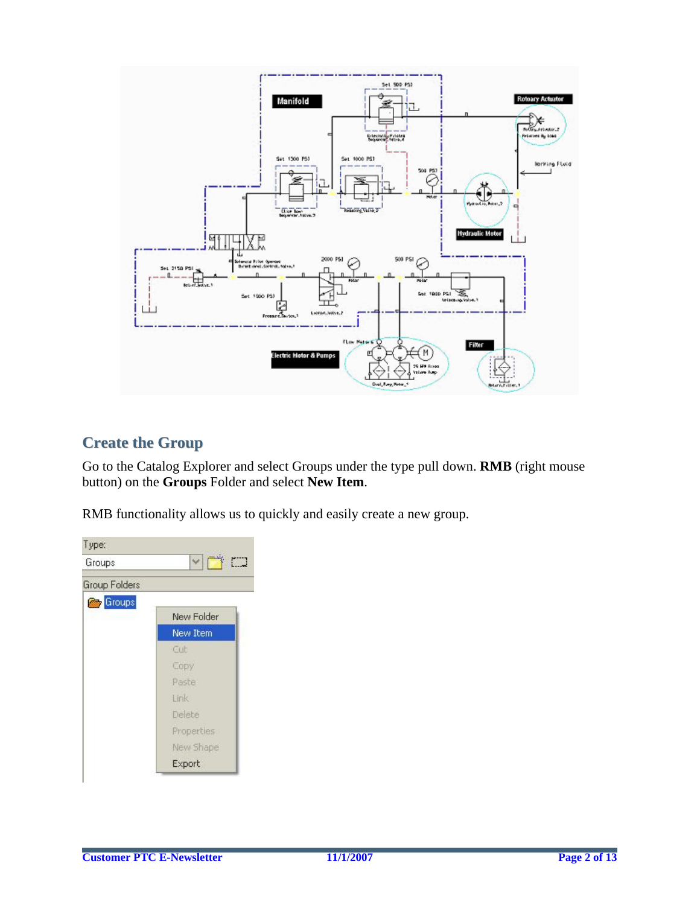## Create the Group

Go to the Catalog Explorer and select Groups under the type pull down. **RMB** (right mouse button) on the **Groups** Folder and select **New Item**.

RMB functionality allows us to quickly and easily create a new group.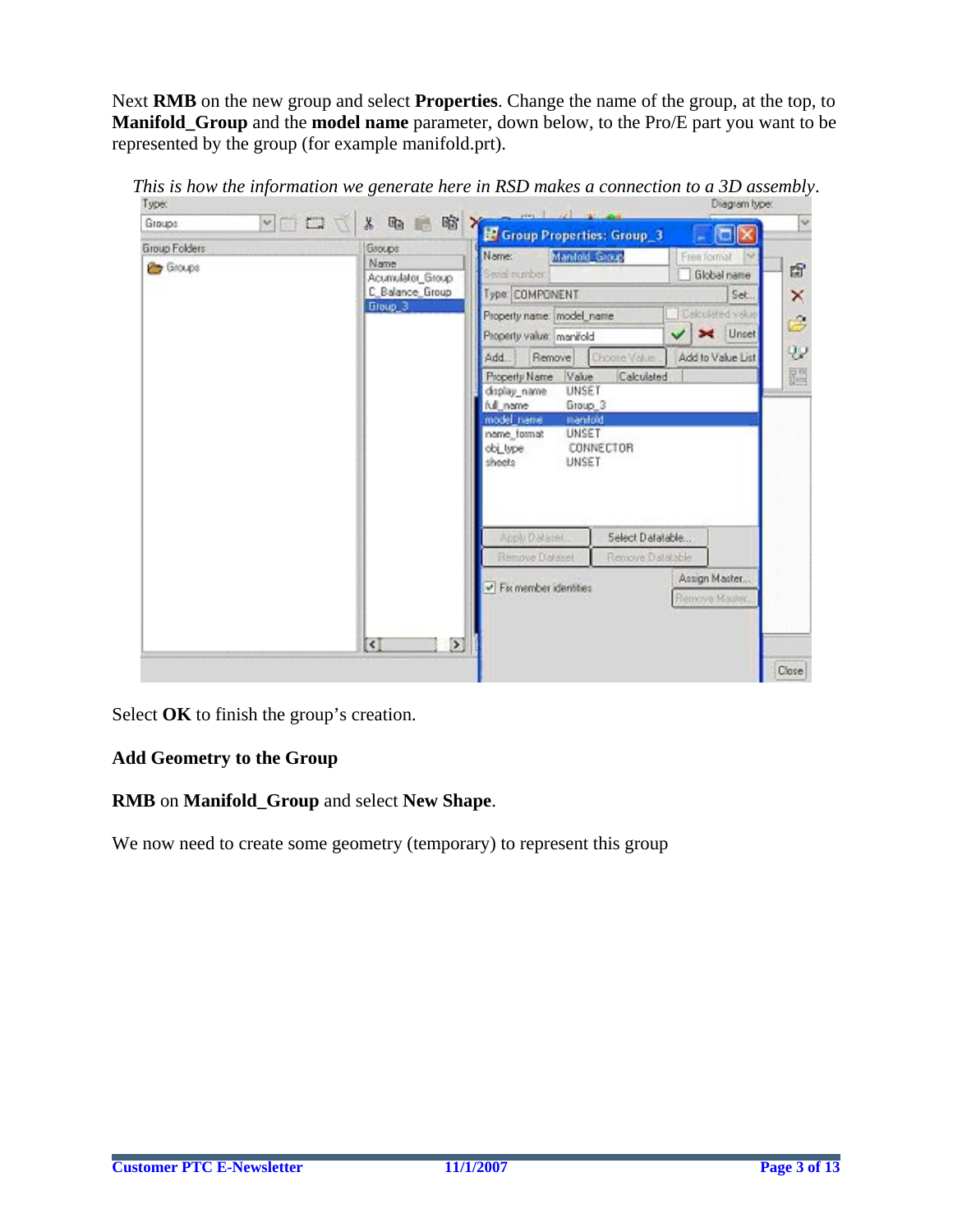Next **RMB** on the new group and select **Properties**. Change the name of the group, at the top, to **Manifold_Group** and the **model name** parameter, down below, to the Pro/E part you want to be represented by the group (for example manifold.prt).

*This is how the information we generate here in RSD makes a connection to a 3D assembly.*

Select **OK** to finish the group's creation.

**Add Geometry to the Group**

**RMB** on **Manifold_Group** and select **New Shape**.

We now need to create some geometry (temporary) to represent this group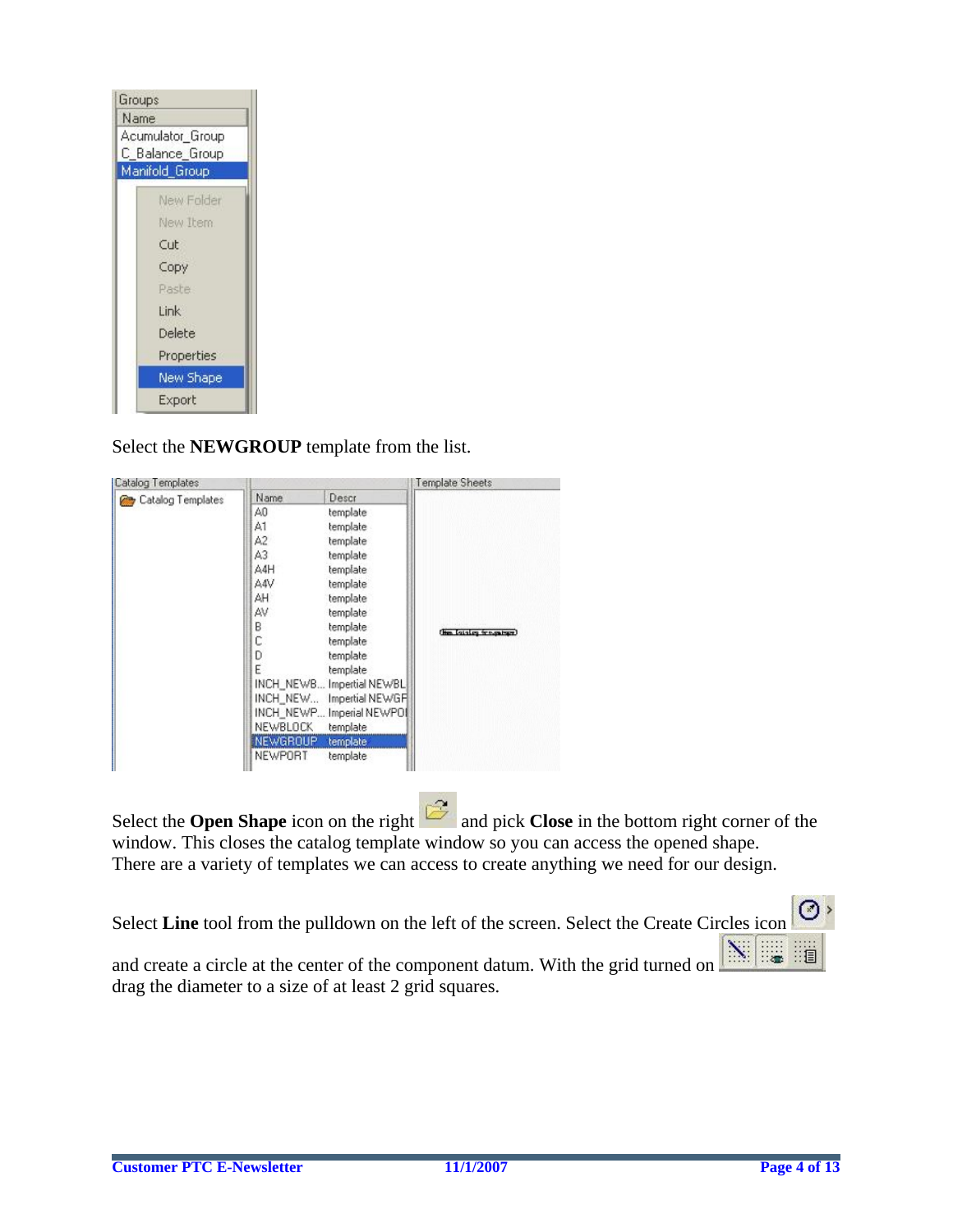Select the **NEWGROUP** template from the list.

Select the **Open Shape** icon on the right and pick **Close** in the bottom right corner of the window. This closes the catalog template window so you can access the opened shape. There are a variety of templates we can access to create anything we need for our design.

Select **Line** tool from the pulldown on the left of the screen. Select the Create Circles icon and create a circle at the center of the component datum. With the grid turned on drag the diameter to a size of at least 2 grid squares.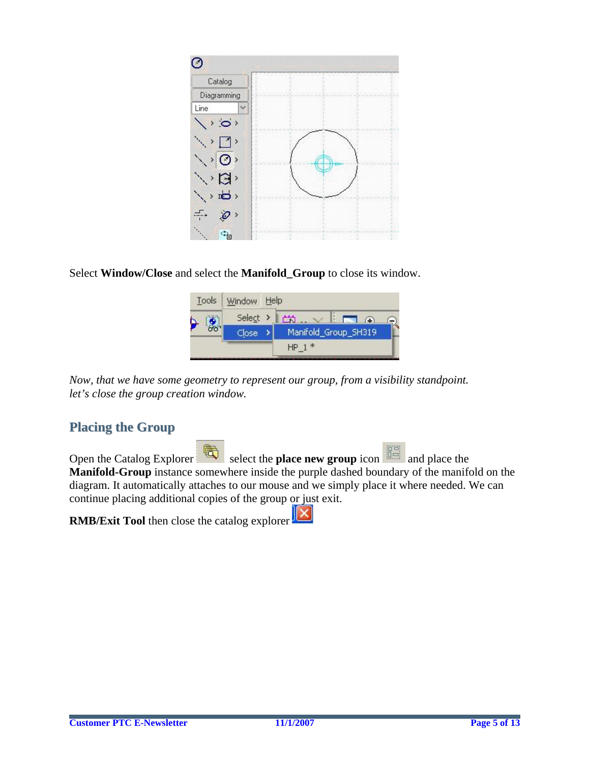Select **Window/Close** and select the **Manifold_Group** to close its window.

*Now, that we have some geometry to represent our group, from a visibility standpoint. let's close the group creation window.*

## Placing the Group

Open the Catalog Explorer select the **place new group** icon and place the **Manifold-Group** instance somewhere inside the purple dashed boundary of the manifold on the diagram. It automatically attaches to our mouse and we simply place it where needed. We can continue placing additional copies of the group or just exit.

**RMB/Exit Tool** then close the catalog explorer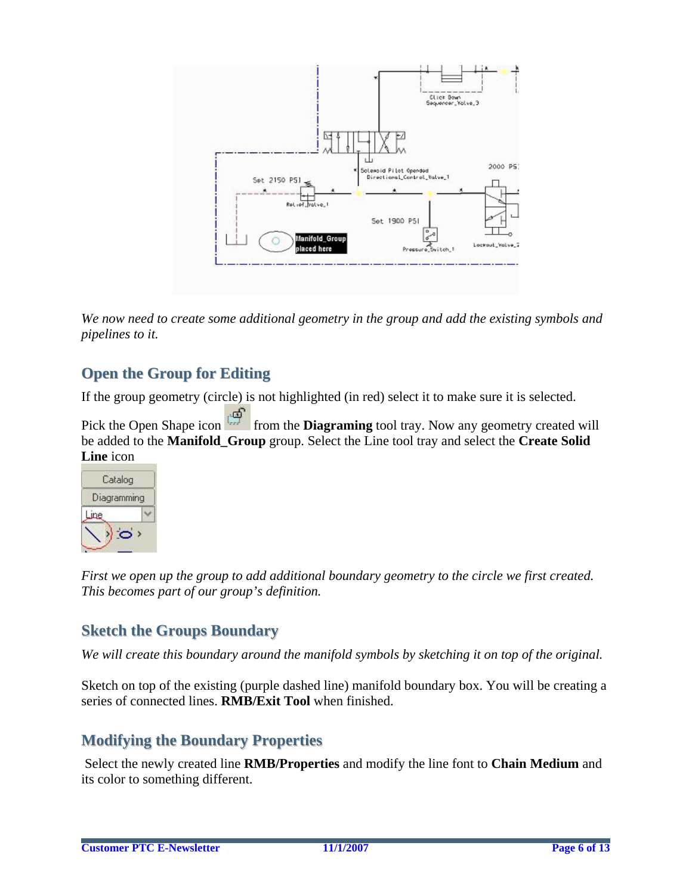*We now need to create some additional geometry in the group and add the existing symbols and pipelines to it.*

## Open the Group for Editing

If the group geometry (circle) is not highlighted (in red) select it to make sure it is selected.

Pick the Open Shape icon from the **Diagraming** tool tray. Now any geometry created will be added to the **Manifold_Group** group. Select the Line tool tray and select the **Create Solid Line** icon

*First we open up the group to add additional boundary geometry to the circle we first created. This becomes part of our group's definition.*

## Sketch the Groups Boundary

*We will create this boundary around the manifold symbols by sketching it on top of the original.*

Sketch on top of the existing (purple dashed line) manifold boundary box. You will be creating a series of connected lines. **RMB/Exit Tool** when finished.

## Modifying the Boundary Properties

Select the newly created line **RMB/Properties** and modify the line font to **Chain Medium** and its color to something different.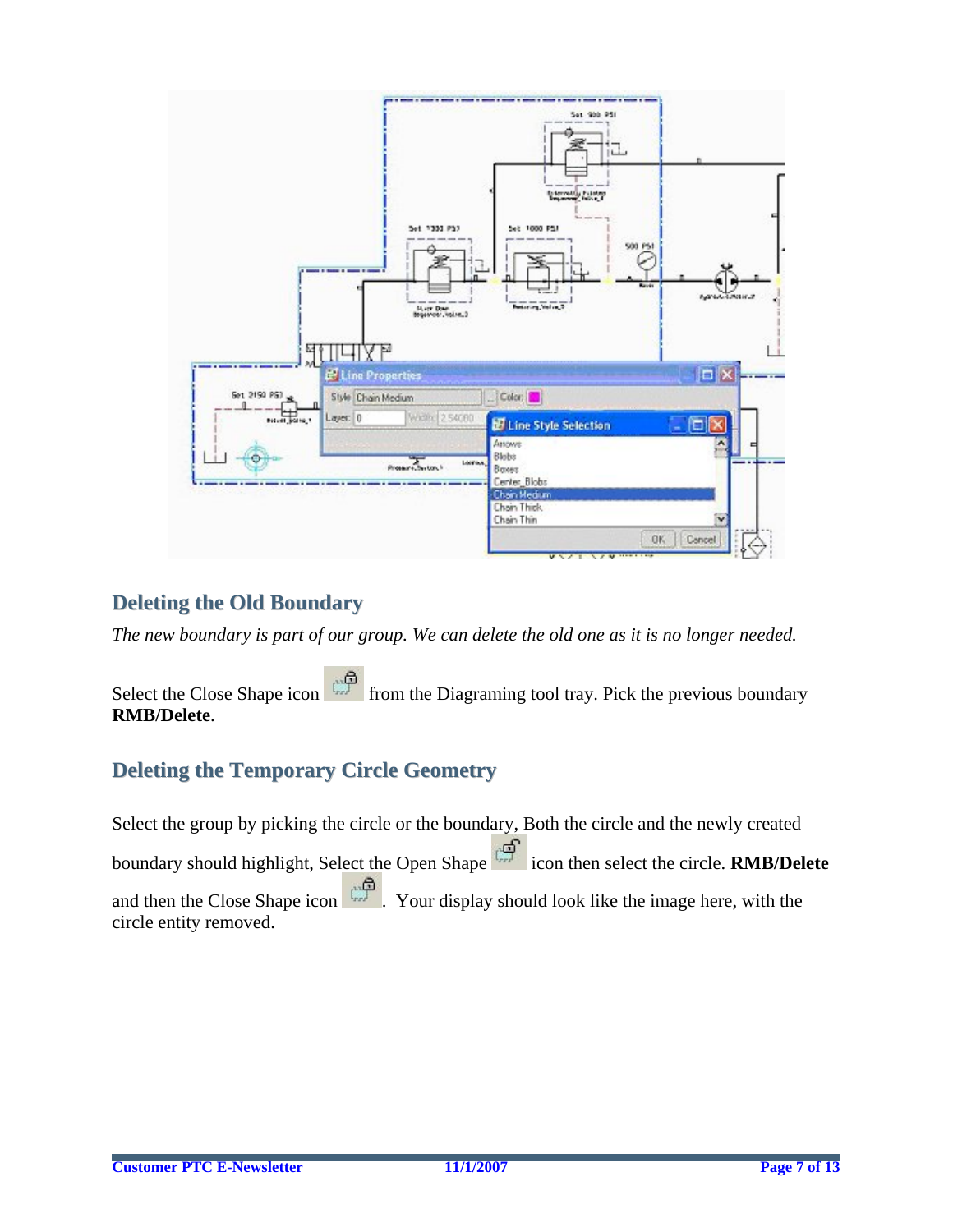## Deleting the Old Boundary

*The new boundary is part of our group. We can delete the old one as it is no longer needed.*

Select the Close Shape icon from the Diagraming tool tray. Pick the previous boundary **RMB/Delete**.

## Deleting the Temporary Circle Geometry

Select the group by picking the circle or the boundary, Both the circle and the newly created boundary should highlight, Select the Open Shape icon then select the circle. **RMB/Delete** and then the Close Shape icon . Your display should look like the image here, with the circle entity removed.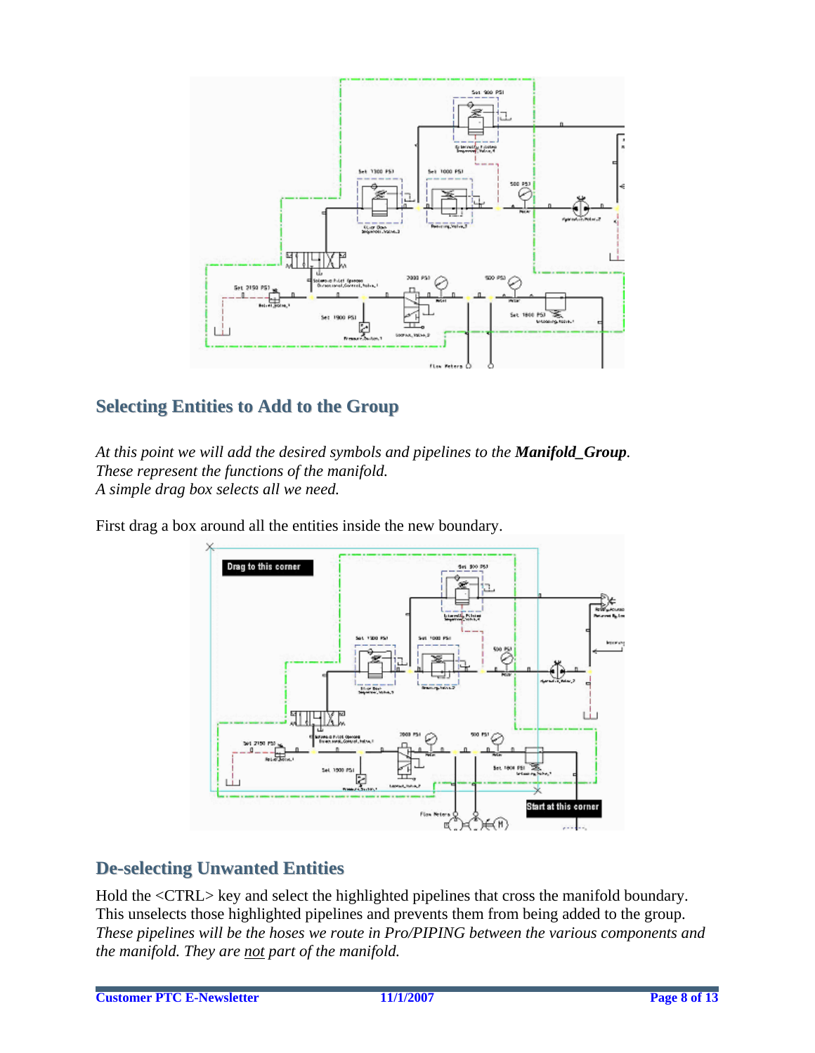## Selecting Entities to Add to the Group

*At this point we will add the desired symbols and pipelines to the* ***Manifold_Group****.*
*These represent the functions of the manifold.*
*A simple drag box selects all we need.*

First drag a box around all the entities inside the new boundary.

## De-selecting Unwanted Entities

Hold the <CTRL> key and select the highlighted pipelines that cross the manifold boundary. This unselects those highlighted pipelines and prevents them from being added to the group.
*These pipelines will be the hoses we route in Pro/PIPING between the various components and the manifold. They are* *<u>not</u>* *part of the manifold.*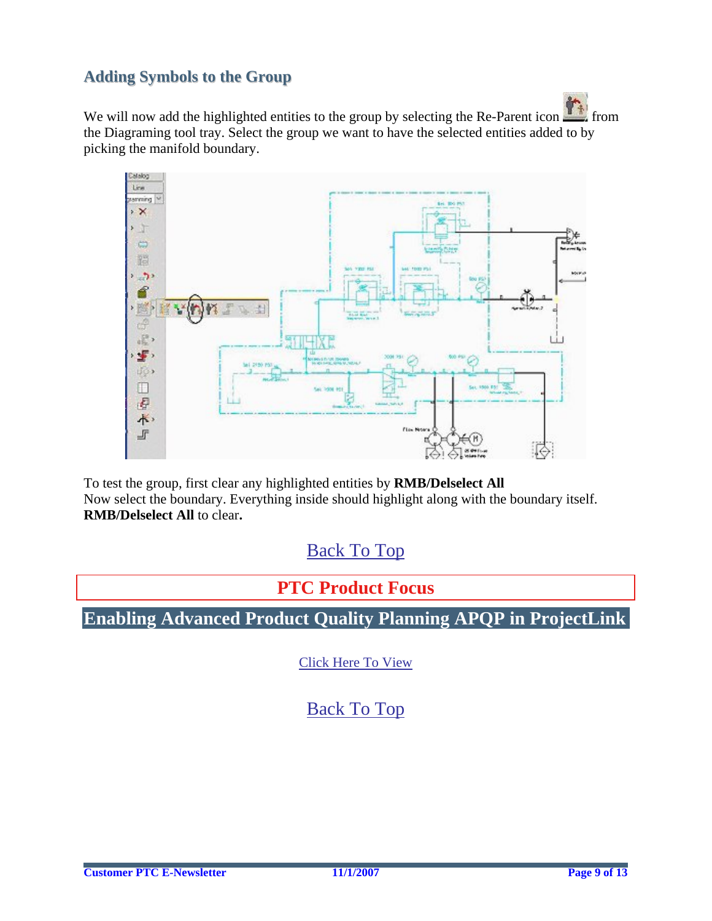## Adding Symbols to the Group

We will now add the highlighted entities to the group by selecting the Re-Parent icon from the Diagraming tool tray. Select the group we want to have the selected entities added to by picking the manifold boundary.

To test the group, first clear any highlighted entities by **RMB/Delselect All**
Now select the boundary. Everything inside should highlight along with the boundary itself.
**RMB/Delselect All** to clear**.**

Back To Top

**PTC Product Focus**

## Enabling Advanced Product Quality Planning APQP in ProjectLink

Click Here To View

Back To Top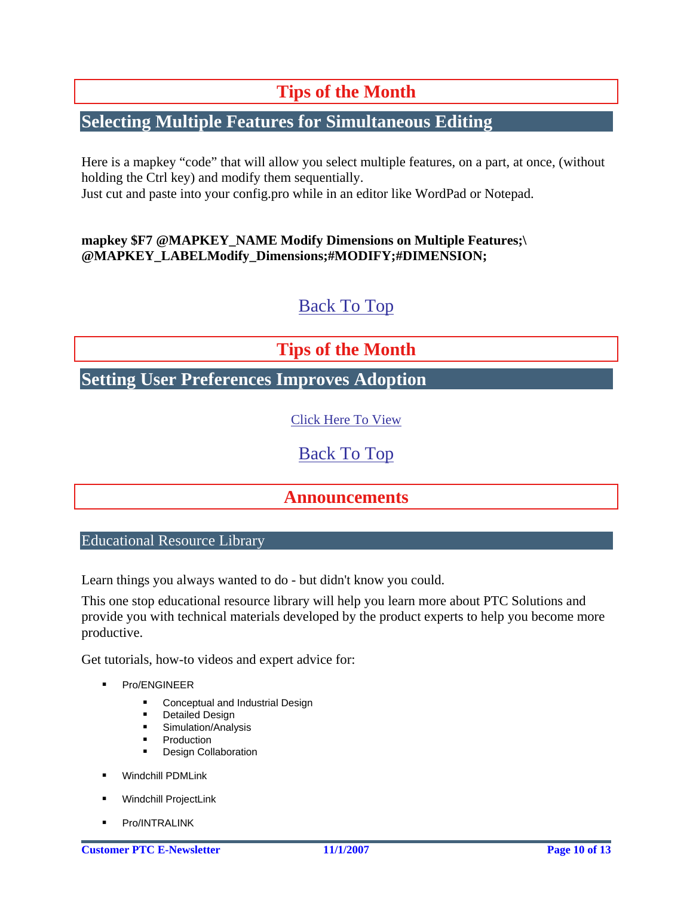# Tips of the Month

## Selecting Multiple Features for Simultaneous Editing

Here is a mapkey "code" that will allow you select multiple features, on a part, at once, (without holding the Ctrl key) and modify them sequentially.
Just cut and paste into your config.pro while in an editor like WordPad or Notepad.

**mapkey $F7 @MAPKEY_NAME Modify Dimensions on Multiple Features;\
@MAPKEY_LABELModify_Dimensions;#MODIFY;#DIMENSION;**

Back To Top

# Tips of the Month

## Setting User Preferences Improves Adoption

Click Here To View

Back To Top

# Announcements

## Educational Resource Library

Learn things you always wanted to do - but didn't know you could.

This one stop educational resource library will help you learn more about PTC Solutions and provide you with technical materials developed by the product experts to help you become more productive.

Get tutorials, how-to videos and expert advice for:

- Pro/ENGINEER
  - Conceptual and Industrial Design
  - Detailed Design
  - Simulation/Analysis
  - Production
  - Design Collaboration
- Windchill PDMLink
- Windchill ProjectLink
- Pro/INTRALINK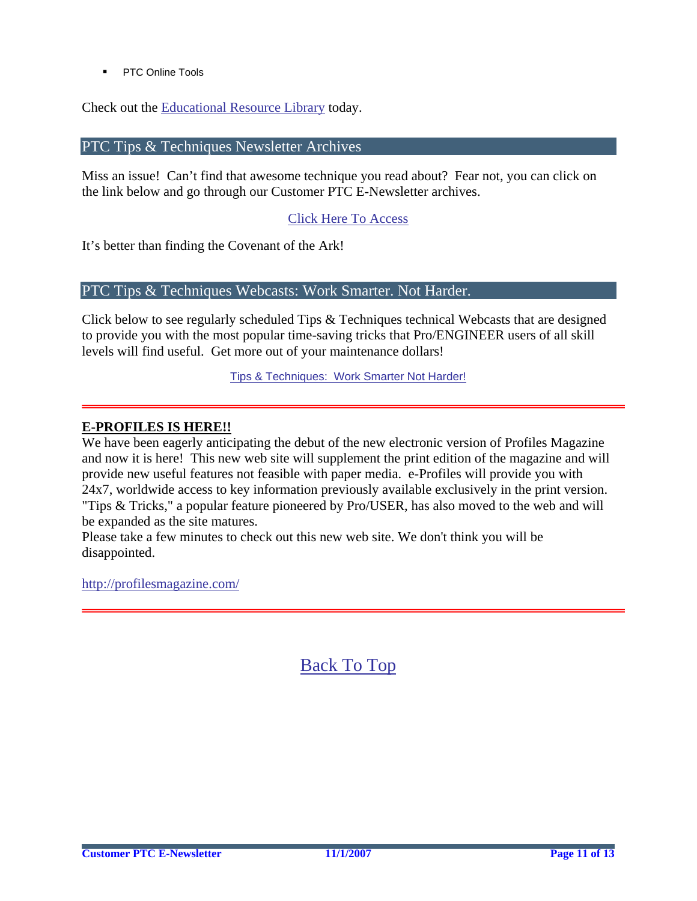- PTC Online Tools

Check out the Educational Resource Library today.

## PTC Tips & Techniques Newsletter Archives

Miss an issue! Can't find that awesome technique you read about? Fear not, you can click on the link below and go through our Customer PTC E-Newsletter archives.

Click Here To Access

It's better than finding the Covenant of the Ark!

## PTC Tips & Techniques Webcasts: Work Smarter. Not Harder.

Click below to see regularly scheduled Tips & Techniques technical Webcasts that are designed to provide you with the most popular time-saving tricks that Pro/ENGINEER users of all skill levels will find useful. Get more out of your maintenance dollars!

Tips & Techniques: Work Smarter Not Harder!

---

**E-PROFILES IS HERE!!**

We have been eagerly anticipating the debut of the new electronic version of Profiles Magazine and now it is here! This new web site will supplement the print edition of the magazine and will provide new useful features not feasible with paper media. e-Profiles will provide you with 24x7, worldwide access to key information previously available exclusively in the print version. "Tips & Tricks," a popular feature pioneered by Pro/USER, has also moved to the web and will be expanded as the site matures.

Please take a few minutes to check out this new web site. We don't think you will be disappointed.

http://profilesmagazine.com/

---

Back To Top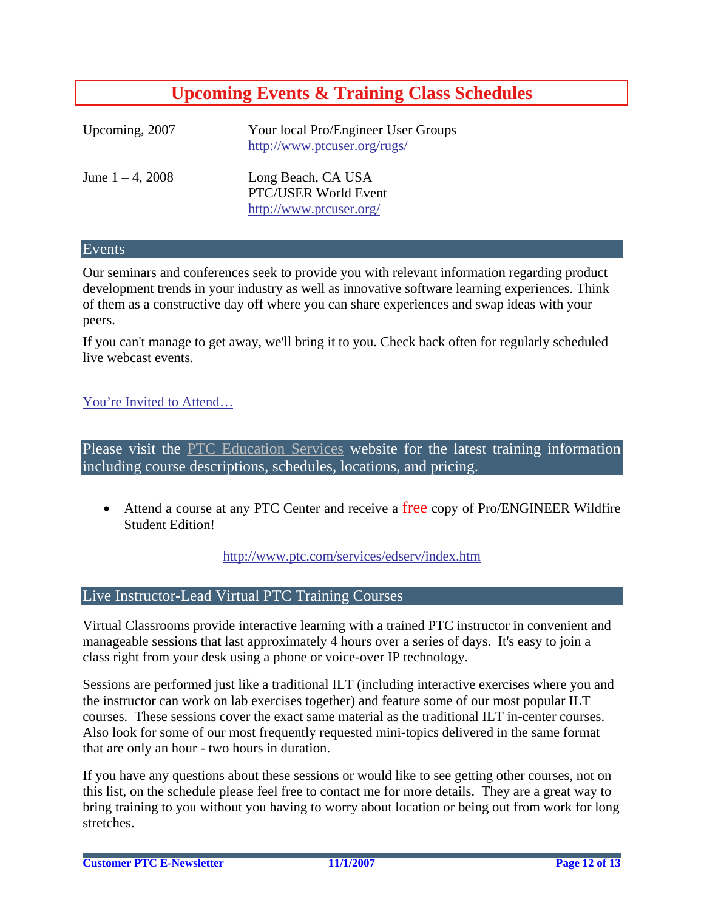# Upcoming Events & Training Class Schedules

| | |
|---|---|
| Upcoming, 2007 | Your local Pro/Engineer User Groups<br>http://www.ptcuser.org/rugs/ |
| June 1 – 4, 2008 | Long Beach, CA USA<br>PTC/USER World Event<br>http://www.ptcuser.org/ |

## Events

Our seminars and conferences seek to provide you with relevant information regarding product development trends in your industry as well as innovative software learning experiences. Think of them as a constructive day off where you can share experiences and swap ideas with your peers.

If you can't manage to get away, we'll bring it to you. Check back often for regularly scheduled live webcast events.

You're Invited to Attend…

## Please visit the PTC Education Services website for the latest training information including course descriptions, schedules, locations, and pricing.

- Attend a course at any PTC Center and receive a free copy of Pro/ENGINEER Wildfire Student Edition!

http://www.ptc.com/services/edserv/index.htm

## Live Instructor-Lead Virtual PTC Training Courses

Virtual Classrooms provide interactive learning with a trained PTC instructor in convenient and manageable sessions that last approximately 4 hours over a series of days. It's easy to join a class right from your desk using a phone or voice-over IP technology.

Sessions are performed just like a traditional ILT (including interactive exercises where you and the instructor can work on lab exercises together) and feature some of our most popular ILT courses. These sessions cover the exact same material as the traditional ILT in-center courses. Also look for some of our most frequently requested mini-topics delivered in the same format that are only an hour - two hours in duration.

If you have any questions about these sessions or would like to see getting other courses, not on this list, on the schedule please feel free to contact me for more details. They are a great way to bring training to you without you having to worry about location or being out from work for long stretches.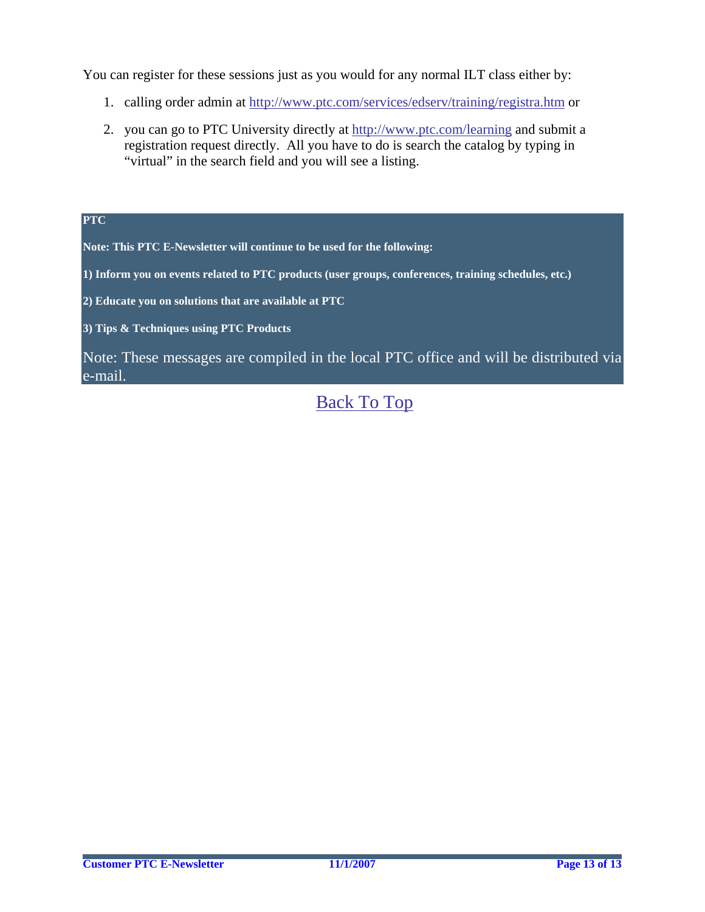You can register for these sessions just as you would for any normal ILT class either by:

1. calling order admin at http://www.ptc.com/services/edserv/training/registra.htm or
2. you can go to PTC University directly at http://www.ptc.com/learning and submit a registration request directly. All you have to do is search the catalog by typing in "virtual" in the search field and you will see a listing.

**PTC**

**Note: This PTC E-Newsletter will continue to be used for the following:**

**1) Inform you on events related to PTC products (user groups, conferences, training schedules, etc.)**

**2) Educate you on solutions that are available at PTC**

**3) Tips & Techniques using PTC Products**

Note: These messages are compiled in the local PTC office and will be distributed via e-mail.

Back To Top